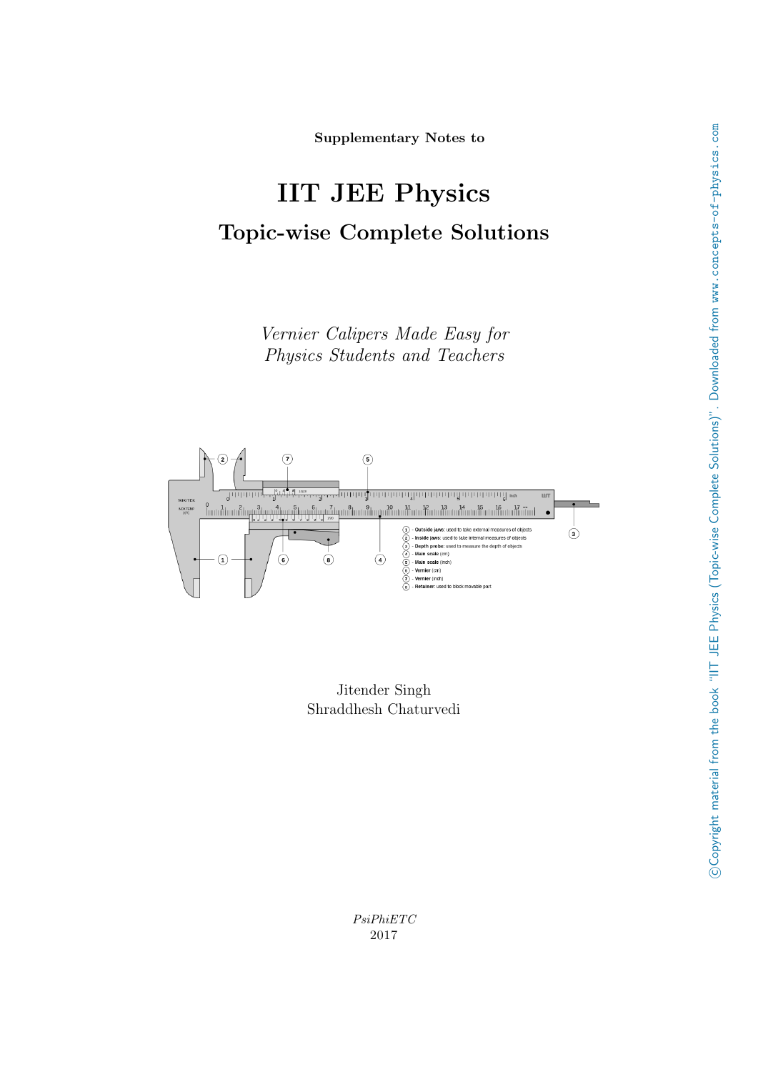**Supplementary Notes to**

# IIT JEE Physics

## Topic-wise Complete Solutions

*Vernier Calipers Made Easy for Physics Students and Teachers*

1 - **Outside jaws:** used to take external measures of objects
2 - **Inside jaws:** used to take internal measures of objects
3 - **Depth probe:** used to measure the depth of objects
4 - **Main scale** (cm)
5 - **Main scale** (inch)
6 - **Vernier** (cm)
7 - **Vernier** (inch)
8 - **Retainer:** used to block movable part

Jitender Singh
Shraddhesh Chaturvedi

*PsiPhiETC*
2017

©Copyright material from the book "IIT JEE Physics (Topic-wise Complete Solutions)". Downloaded from www.concepts-of-physics.com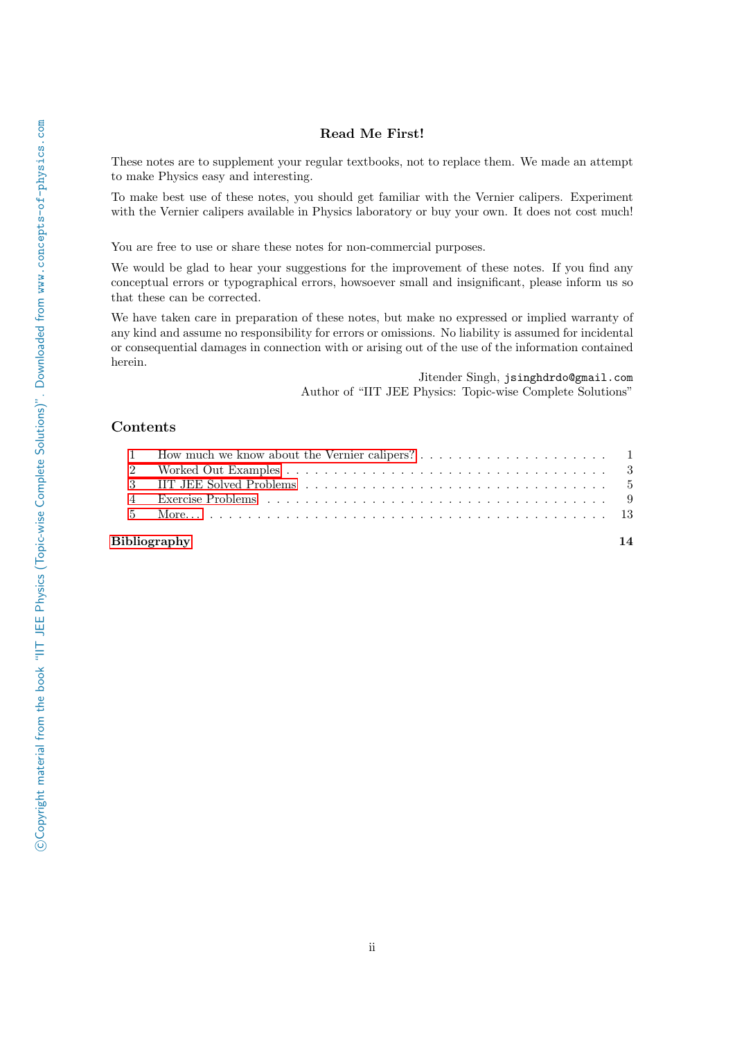### Read Me First!

These notes are to supplement your regular textbooks, not to replace them. We made an attempt to make Physics easy and interesting.

To make best use of these notes, you should get familiar with the Vernier calipers. Experiment with the Vernier calipers available in Physics laboratory or buy your own. It does not cost much!

You are free to use or share these notes for non-commercial purposes.

We would be glad to hear your suggestions for the improvement of these notes. If you find any conceptual errors or typographical errors, howsoever small and insignificant, please inform us so that these can be corrected.

We have taken care in preparation of these notes, but make no expressed or implied warranty of any kind and assume no responsibility for errors or omissions. No liability is assumed for incidental or consequential damages in connection with or arising out of the use of the information contained herein.

Jitender Singh, jsinghdrdo@gmail.com
Author of "IIT JEE Physics: Topic-wise Complete Solutions"

## Contents

1 How much we know about the Vernier calipers? . . . . . 1
2 Worked Out Examples . . . . . 3
3 IIT JEE Solved Problems . . . . . 5
4 Exercise Problems . . . . . 9
5 More... . . . . . 13

**Bibliography** **14**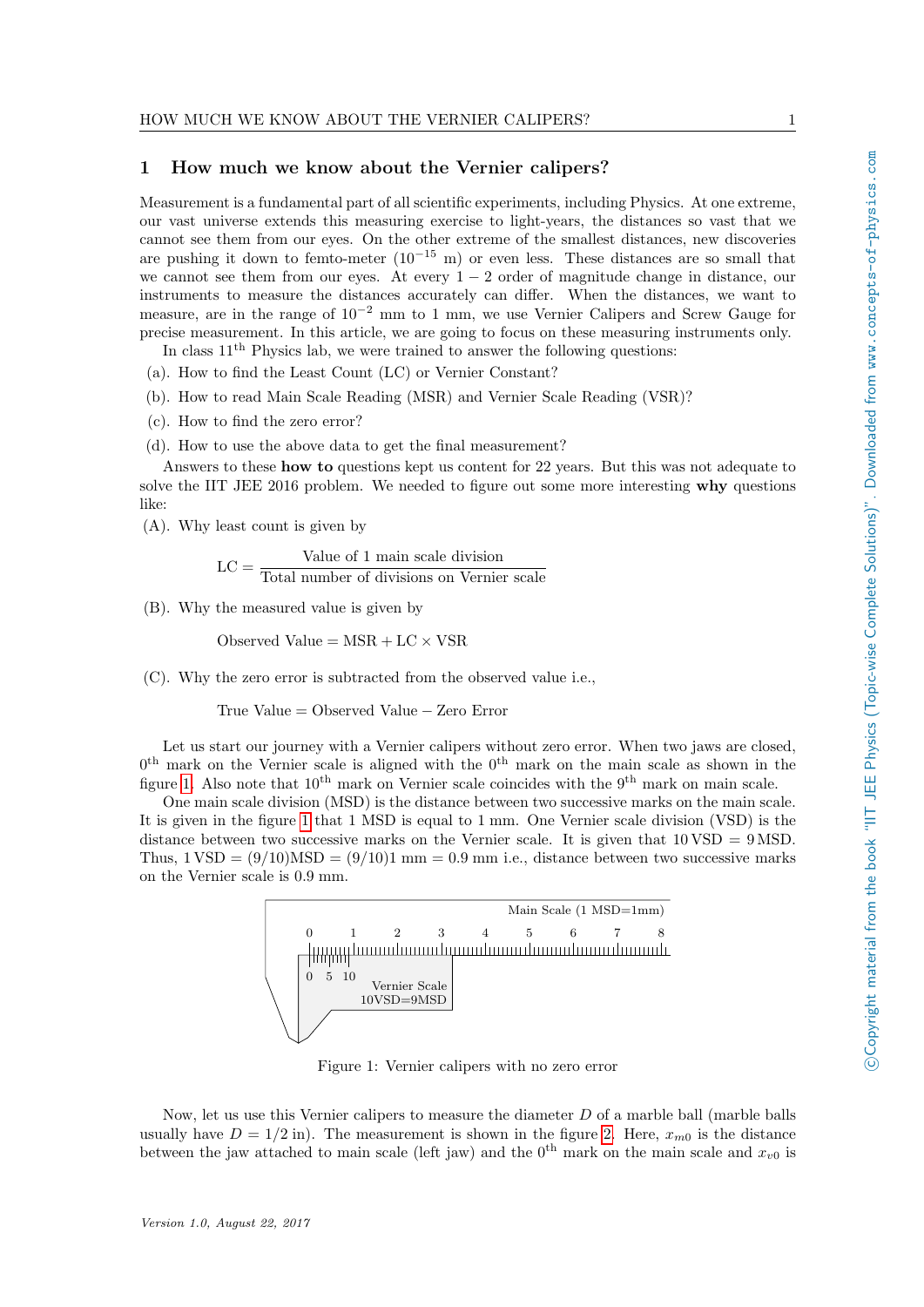# 1 How much we know about the Vernier calipers?

Measurement is a fundamental part of all scientific experiments, including Physics. At one extreme, our vast universe extends this measuring exercise to light-years, the distances so vast that we cannot see them from our eyes. On the other extreme of the smallest distances, new discoveries are pushing it down to femto-meter ($10^{-15}$ m) or even less. These distances are so small that we cannot see them from our eyes. At every $1-2$ order of magnitude change in distance, our instruments to measure the distances accurately can differ. When the distances, we want to measure, are in the range of $10^{-2}$ mm to 1 mm, we use Vernier Calipers and Screw Gauge for precise measurement. In this article, we are going to focus on these measuring instruments only.

In class 11th Physics lab, we were trained to answer the following questions:

(a). How to find the Least Count (LC) or Vernier Constant?

(b). How to read Main Scale Reading (MSR) and Vernier Scale Reading (VSR)?

(c). How to find the zero error?

(d). How to use the above data to get the final measurement?

Answers to these **how to** questions kept us content for 22 years. But this was not adequate to solve the IIT JEE 2016 problem. We needed to figure out some more interesting **why** questions like:

(A). Why least count is given by

$$\text{LC} = \frac{\text{Value of 1 main scale division}}{\text{Total number of divisions on Vernier scale}}$$

(B). Why the measured value is given by

$$\text{Observed Value} = \text{MSR} + \text{LC} \times \text{VSR}$$

(C). Why the zero error is subtracted from the observed value i.e.,

$$\text{True Value} = \text{Observed Value} - \text{Zero Error}$$

Let us start our journey with a Vernier calipers without zero error. When two jaws are closed, $0^{\text{th}}$ mark on the Vernier scale is aligned with the $0^{\text{th}}$ mark on the main scale as shown in the figure 1. Also note that $10^{\text{th}}$ mark on Vernier scale coincides with the $9^{\text{th}}$ mark on main scale.

One main scale division (MSD) is the distance between two successive marks on the main scale. It is given in the figure 1 that 1 MSD is equal to 1 mm. One Vernier scale division (VSD) is the distance between two successive marks on the Vernier scale. It is given that $10\,\text{VSD} = 9\,\text{MSD}$. Thus, $1\,\text{VSD} = (9/10)\text{MSD} = (9/10)1\text{ mm} = 0.9$ mm i.e., distance between two successive marks on the Vernier scale is 0.9 mm.

Main Scale (1 MSD=1mm)

0 1 2 3 4 5 6 7 8

0 5 10

Vernier Scale
10VSD=9MSD

Figure 1: Vernier calipers with no zero error

Now, let us use this Vernier calipers to measure the diameter $D$ of a marble ball (marble balls usually have $D = 1/2$ in). The measurement is shown in the figure 2. Here, $x_{m0}$ is the distance between the jaw attached to main scale (left jaw) and the $0^{\text{th}}$ mark on the main scale and $x_{v0}$ is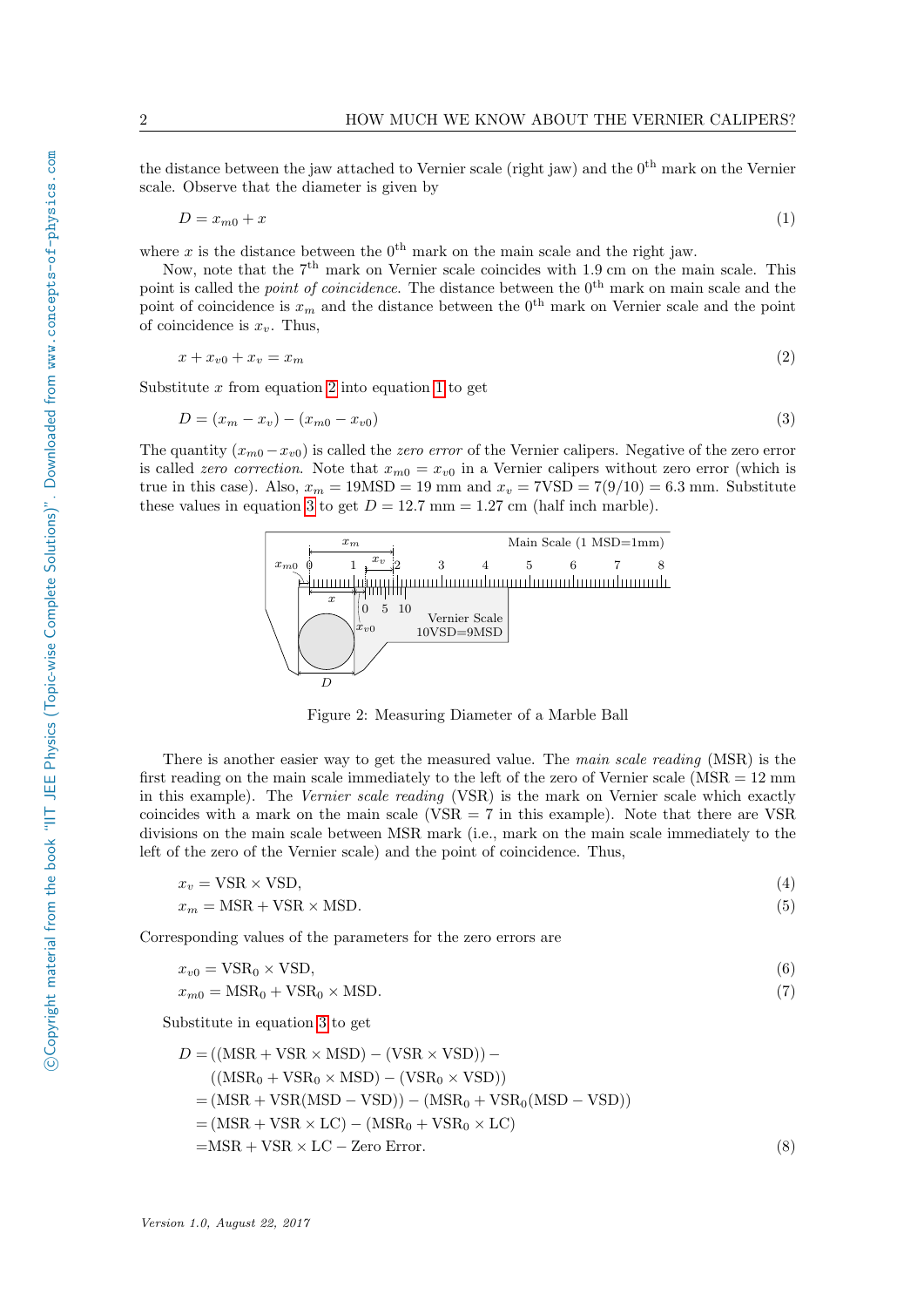the distance between the jaw attached to Vernier scale (right jaw) and the $0^{\text{th}}$ mark on the Vernier scale. Observe that the diameter is given by

$$D = x_{m0} + x \tag{1}$$

where $x$ is the distance between the $0^{\text{th}}$ mark on the main scale and the right jaw.

Now, note that the $7^{\text{th}}$ mark on Vernier scale coincides with 1.9 cm on the main scale. This point is called the *point of coincidence*. The distance between the $0^{\text{th}}$ mark on main scale and the point of coincidence is $x_m$ and the distance between the $0^{\text{th}}$ mark on Vernier scale and the point of coincidence is $x_v$. Thus,

$$x + x_{v0} + x_v = x_m \tag{2}$$

Substitute $x$ from equation 2 into equation 1 to get

$$D = (x_m - x_v) - (x_{m0} - x_{v0}) \tag{3}$$

The quantity $(x_{m0} - x_{v0})$ is called the *zero error* of the Vernier calipers. Negative of the zero error is called *zero correction*. Note that $x_{m0} = x_{v0}$ in a Vernier calipers without zero error (which is true in this case). Also, $x_m = 19\text{MSD} = 19$ mm and $x_v = 7\text{VSD} = 7(9/10) = 6.3$ mm. Substitute these values in equation 3 to get $D = 12.7$ mm $= 1.27$ cm (half inch marble).

Figure 2: Measuring Diameter of a Marble Ball

There is another easier way to get the measured value. The *main scale reading* (MSR) is the first reading on the main scale immediately to the left of the zero of Vernier scale (MSR = 12 mm in this example). The *Vernier scale reading* (VSR) is the mark on Vernier scale which exactly coincides with a mark on the main scale (VSR = 7 in this example). Note that there are VSR divisions on the main scale between MSR mark (i.e., mark on the main scale immediately to the left of the zero of the Vernier scale) and the point of coincidence. Thus,

$$x_v = \text{VSR} \times \text{VSD}, \tag{4}$$

$$x_m = \text{MSR} + \text{VSR} \times \text{MSD}. \tag{5}$$

Corresponding values of the parameters for the zero errors are

$$x_{v0} = \text{VSR}_0 \times \text{VSD}, \tag{6}$$

$$x_{m0} = \text{MSR}_0 + \text{VSR}_0 \times \text{MSD}. \tag{7}$$

Substitute in equation 3 to get

$$\begin{aligned}
D &= ((\text{MSR} + \text{VSR} \times \text{MSD}) - (\text{VSR} \times \text{VSD})) - \\
&\quad ((\text{MSR}_0 + \text{VSR}_0 \times \text{MSD}) - (\text{VSR}_0 \times \text{VSD})) \\
&= (\text{MSR} + \text{VSR}(\text{MSD} - \text{VSD})) - (\text{MSR}_0 + \text{VSR}_0(\text{MSD} - \text{VSD})) \\
&= (\text{MSR} + \text{VSR} \times \text{LC}) - (\text{MSR}_0 + \text{VSR}_0 \times \text{LC}) \\
&= \text{MSR} + \text{VSR} \times \text{LC} - \text{Zero Error}.
\end{aligned} \tag{8}$$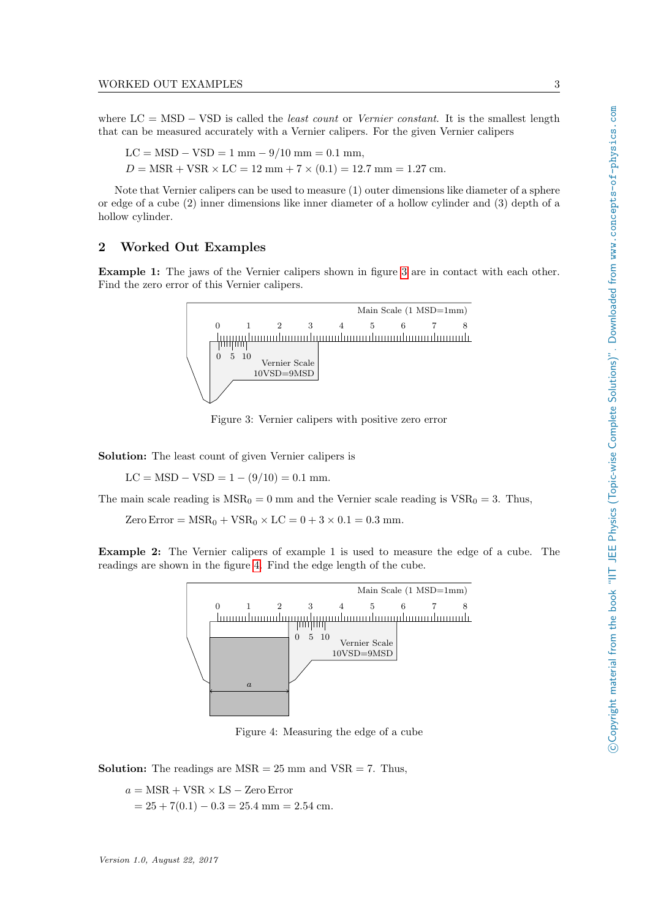where LC = MSD − VSD is called the *least count* or *Vernier constant*. It is the smallest length that can be measured accurately with a Vernier calipers. For the given Vernier calipers

$$\text{LC} = \text{MSD} - \text{VSD} = 1\text{ mm} - 9/10\text{ mm} = 0.1\text{ mm},$$
$$D = \text{MSR} + \text{VSR} \times \text{LC} = 12\text{ mm} + 7 \times (0.1) = 12.7\text{ mm} = 1.27\text{ cm}.$$

Note that Vernier calipers can be used to measure (1) outer dimensions like diameter of a sphere or edge of a cube (2) inner dimensions like inner diameter of a hollow cylinder and (3) depth of a hollow cylinder.

## 2 Worked Out Examples

**Example 1:** The jaws of the Vernier calipers shown in figure 3 are in contact with each other. Find the zero error of this Vernier calipers.

Figure 3: Vernier calipers with positive zero error

**Solution:** The least count of given Vernier calipers is

$$\text{LC} = \text{MSD} - \text{VSD} = 1 - (9/10) = 0.1\text{ mm}.$$

The main scale reading is $\text{MSR}_0 = 0$ mm and the Vernier scale reading is $\text{VSR}_0 = 3$. Thus,

$$\text{Zero Error} = \text{MSR}_0 + \text{VSR}_0 \times \text{LC} = 0 + 3 \times 0.1 = 0.3\text{ mm}.$$

**Example 2:** The Vernier calipers of example 1 is used to measure the edge of a cube. The readings are shown in the figure 4. Find the edge length of the cube.

Figure 4: Measuring the edge of a cube

**Solution:** The readings are MSR = 25 mm and VSR = 7. Thus,

$$\begin{aligned} a &= \text{MSR} + \text{VSR} \times \text{LS} - \text{Zero Error} \\ &= 25 + 7(0.1) - 0.3 = 25.4\text{ mm} = 2.54\text{ cm}. \end{aligned}$$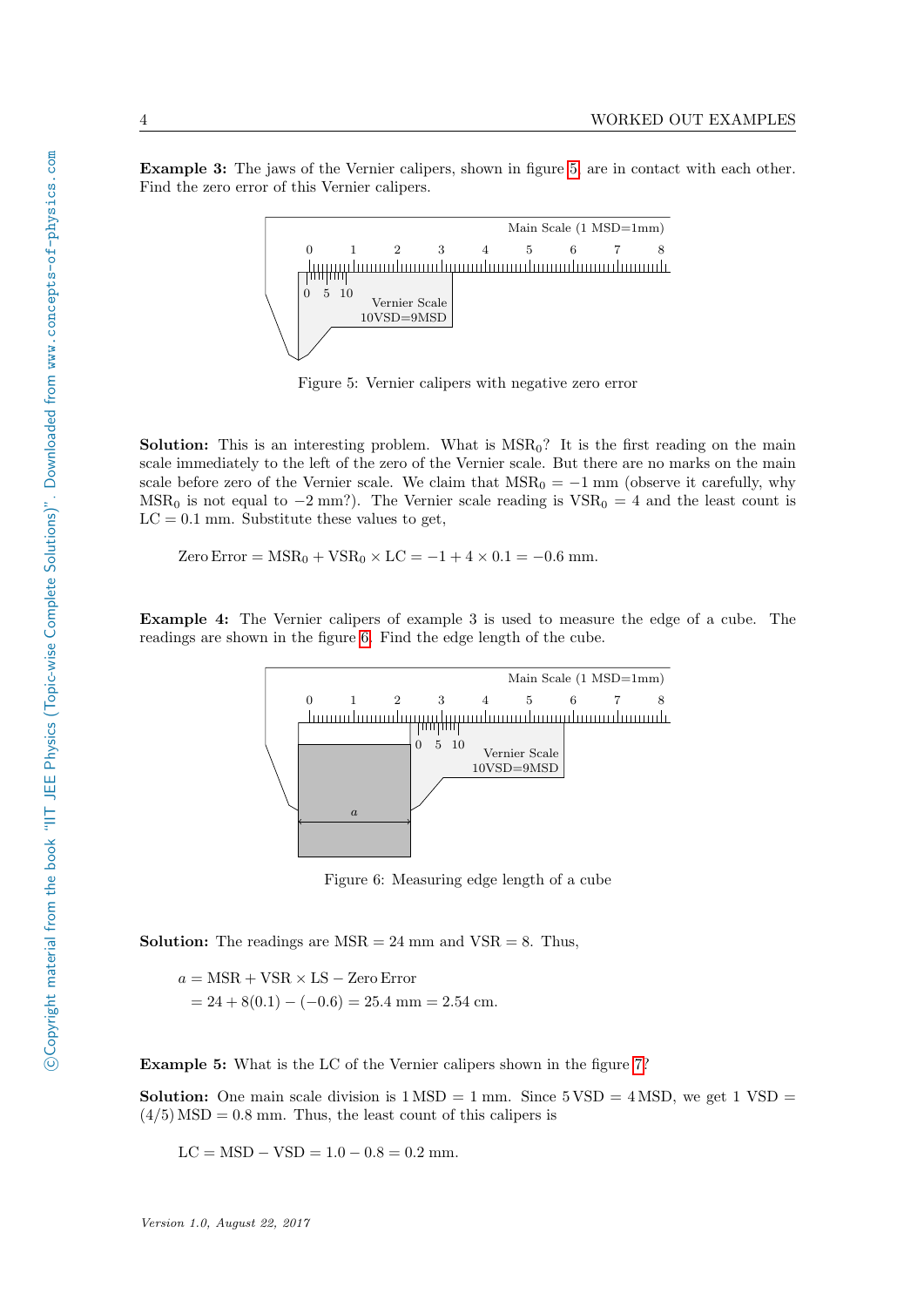**Example 3:** The jaws of the Vernier calipers, shown in figure 5, are in contact with each other. Find the zero error of this Vernier calipers.

Figure 5: Vernier calipers with negative zero error

**Solution:** This is an interesting problem. What is $\text{MSR}_0$? It is the first reading on the main scale immediately to the left of the zero of the Vernier scale. But there are no marks on the main scale before zero of the Vernier scale. We claim that $\text{MSR}_0 = -1$ mm (observe it carefully, why $\text{MSR}_0$ is not equal to $-2$ mm?). The Vernier scale reading is $\text{VSR}_0 = 4$ and the least count is $\text{LC} = 0.1$ mm. Substitute these values to get,

$$\text{Zero Error} = \text{MSR}_0 + \text{VSR}_0 \times \text{LC} = -1 + 4 \times 0.1 = -0.6 \text{ mm}.$$

**Example 4:** The Vernier calipers of example 3 is used to measure the edge of a cube. The readings are shown in the figure 6. Find the edge length of the cube.

Figure 6: Measuring edge length of a cube

**Solution:** The readings are $\text{MSR} = 24$ mm and $\text{VSR} = 8$. Thus,

$$\begin{aligned} a &= \text{MSR} + \text{VSR} \times \text{LS} - \text{Zero Error} \\ &= 24 + 8(0.1) - (-0.6) = 25.4 \text{ mm} = 2.54 \text{ cm}. \end{aligned}$$

**Example 5:** What is the LC of the Vernier calipers shown in the figure 7?

**Solution:** One main scale division is $1\,\text{MSD} = 1$ mm. Since $5\,\text{VSD} = 4\,\text{MSD}$, we get $1\text{ VSD} = (4/5)\,\text{MSD} = 0.8$ mm. Thus, the least count of this calipers is

$$\text{LC} = \text{MSD} - \text{VSD} = 1.0 - 0.8 = 0.2 \text{ mm}.$$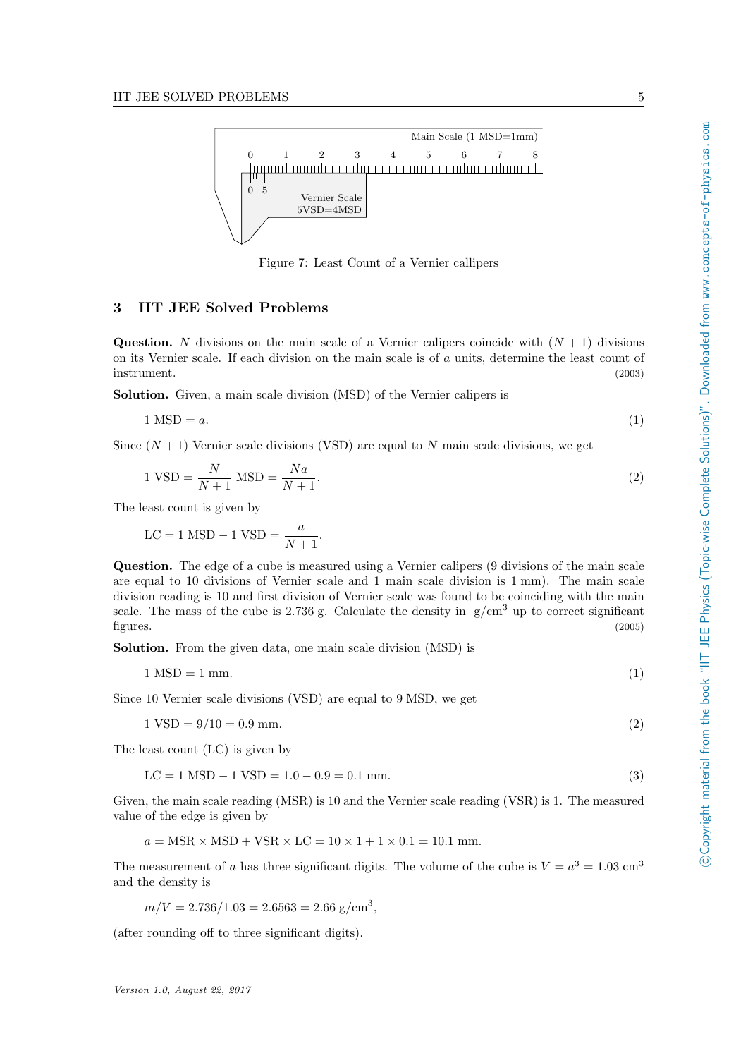Figure 7: Least Count of a Vernier callipers

## 3 IIT JEE Solved Problems

**Question.** $N$ divisions on the main scale of a Vernier calipers coincide with $(N+1)$ divisions on its Vernier scale. If each division on the main scale is of $a$ units, determine the least count of instrument. (2003)

**Solution.** Given, a main scale division (MSD) of the Vernier calipers is

$$1 \text{ MSD} = a. \tag{1}$$

Since $(N+1)$ Vernier scale divisions (VSD) are equal to $N$ main scale divisions, we get

$$1 \text{ VSD} = \frac{N}{N+1} \text{ MSD} = \frac{Na}{N+1}. \tag{2}$$

The least count is given by

$$\text{LC} = 1 \text{ MSD} - 1 \text{ VSD} = \frac{a}{N+1}.$$

**Question.** The edge of a cube is measured using a Vernier calipers (9 divisions of the main scale are equal to 10 divisions of Vernier scale and 1 main scale division is 1 mm). The main scale division reading is 10 and first division of Vernier scale was found to be coinciding with the main scale. The mass of the cube is 2.736 g. Calculate the density in $\text{g/cm}^3$ up to correct significant figures. (2005)

**Solution.** From the given data, one main scale division (MSD) is

$$1 \text{ MSD} = 1 \text{ mm}. \tag{1}$$

Since 10 Vernier scale divisions (VSD) are equal to 9 MSD, we get

$$1 \text{ VSD} = 9/10 = 0.9 \text{ mm}. \tag{2}$$

The least count (LC) is given by

$$\text{LC} = 1 \text{ MSD} - 1 \text{ VSD} = 1.0 - 0.9 = 0.1 \text{ mm}. \tag{3}$$

Given, the main scale reading (MSR) is 10 and the Vernier scale reading (VSR) is 1. The measured value of the edge is given by

$$a = \text{MSR} \times \text{MSD} + \text{VSR} \times \text{LC} = 10 \times 1 + 1 \times 0.1 = 10.1 \text{ mm}.$$

The measurement of $a$ has three significant digits. The volume of the cube is $V = a^3 = 1.03 \text{ cm}^3$ and the density is

$$m/V = 2.736/1.03 = 2.6563 = 2.66 \text{ g/cm}^3,$$

(after rounding off to three significant digits).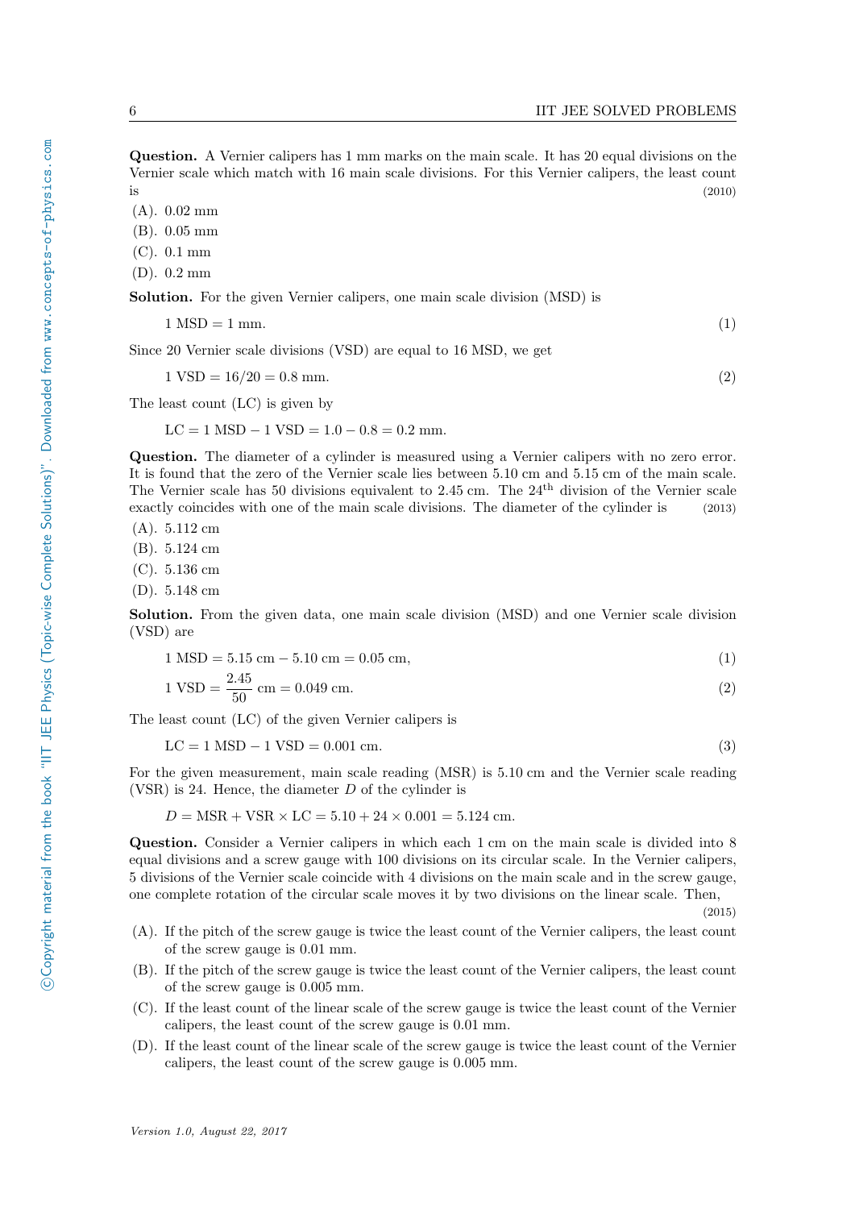**Question.** A Vernier calipers has 1 mm marks on the main scale. It has 20 equal divisions on the Vernier scale which match with 16 main scale divisions. For this Vernier calipers, the least count is (2010)

(A). 0.02 mm
(B). 0.05 mm
(C). 0.1 mm
(D). 0.2 mm

**Solution.** For the given Vernier calipers, one main scale division (MSD) is

$$1 \text{ MSD} = 1 \text{ mm}. \tag{1}$$

Since 20 Vernier scale divisions (VSD) are equal to 16 MSD, we get

$$1 \text{ VSD} = 16/20 = 0.8 \text{ mm}. \tag{2}$$

The least count (LC) is given by

$$\text{LC} = 1 \text{ MSD} - 1 \text{ VSD} = 1.0 - 0.8 = 0.2 \text{ mm}.$$

**Question.** The diameter of a cylinder is measured using a Vernier calipers with no zero error. It is found that the zero of the Vernier scale lies between 5.10 cm and 5.15 cm of the main scale. The Vernier scale has 50 divisions equivalent to 2.45 cm. The 24$^{\text{th}}$ division of the Vernier scale exactly coincides with one of the main scale divisions. The diameter of the cylinder is (2013)

(A). 5.112 cm
(B). 5.124 cm
(C). 5.136 cm
(D). 5.148 cm

**Solution.** From the given data, one main scale division (MSD) and one Vernier scale division (VSD) are

$$1 \text{ MSD} = 5.15 \text{ cm} - 5.10 \text{ cm} = 0.05 \text{ cm}, \tag{1}$$

$$1 \text{ VSD} = \frac{2.45}{50} \text{ cm} = 0.049 \text{ cm}. \tag{2}$$

The least count (LC) of the given Vernier calipers is

$$\text{LC} = 1 \text{ MSD} - 1 \text{ VSD} = 0.001 \text{ cm}. \tag{3}$$

For the given measurement, main scale reading (MSR) is 5.10 cm and the Vernier scale reading (VSR) is 24. Hence, the diameter $D$ of the cylinder is

$$D = \text{MSR} + \text{VSR} \times \text{LC} = 5.10 + 24 \times 0.001 = 5.124 \text{ cm}.$$

**Question.** Consider a Vernier calipers in which each 1 cm on the main scale is divided into 8 equal divisions and a screw gauge with 100 divisions on its circular scale. In the Vernier calipers, 5 divisions of the Vernier scale coincide with 4 divisions on the main scale and in the screw gauge, one complete rotation of the circular scale moves it by two divisions on the linear scale. Then, (2015)

(A). If the pitch of the screw gauge is twice the least count of the Vernier calipers, the least count of the screw gauge is 0.01 mm.
(B). If the pitch of the screw gauge is twice the least count of the Vernier calipers, the least count of the screw gauge is 0.005 mm.
(C). If the least count of the linear scale of the screw gauge is twice the least count of the Vernier calipers, the least count of the screw gauge is 0.01 mm.
(D). If the least count of the linear scale of the screw gauge is twice the least count of the Vernier calipers, the least count of the screw gauge is 0.005 mm.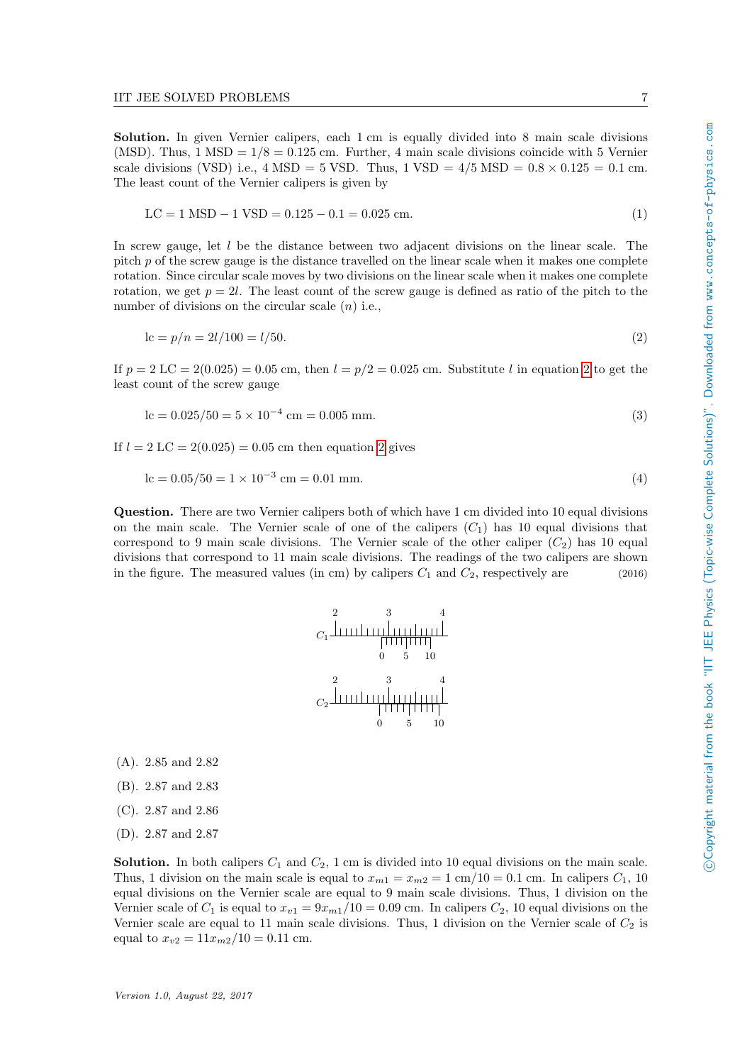**Solution.** In given Vernier calipers, each 1 cm is equally divided into 8 main scale divisions (MSD). Thus, 1 MSD = 1/8 = 0.125 cm. Further, 4 main scale divisions coincide with 5 Vernier scale divisions (VSD) i.e., 4 MSD = 5 VSD. Thus, 1 VSD = 4/5 MSD = 0.8 × 0.125 = 0.1 cm. The least count of the Vernier calipers is given by

$$\text{LC} = 1\ \text{MSD} - 1\ \text{VSD} = 0.125 - 0.1 = 0.025\ \text{cm}. \tag{1}$$

In screw gauge, let $l$ be the distance between two adjacent divisions on the linear scale. The pitch $p$ of the screw gauge is the distance travelled on the linear scale when it makes one complete rotation. Since circular scale moves by two divisions on the linear scale when it makes one complete rotation, we get $p = 2l$. The least count of the screw gauge is defined as ratio of the pitch to the number of divisions on the circular scale ($n$) i.e.,

$$\text{lc} = p/n = 2l/100 = l/50. \tag{2}$$

If $p = 2\ \text{LC} = 2(0.025) = 0.05$ cm, then $l = p/2 = 0.025$ cm. Substitute $l$ in equation 2 to get the least count of the screw gauge

$$\text{lc} = 0.025/50 = 5 \times 10^{-4}\ \text{cm} = 0.005\ \text{mm}. \tag{3}$$

If $l = 2\ \text{LC} = 2(0.025) = 0.05$ cm then equation 2 gives

$$\text{lc} = 0.05/50 = 1 \times 10^{-3}\ \text{cm} = 0.01\ \text{mm}. \tag{4}$$

**Question.** There are two Vernier calipers both of which have 1 cm divided into 10 equal divisions on the main scale. The Vernier scale of one of the calipers ($C_1$) has 10 equal divisions that correspond to 9 main scale divisions. The Vernier scale of the other caliper ($C_2$) has 10 equal divisions that correspond to 11 main scale divisions. The readings of the two calipers are shown in the figure. The measured values (in cm) by calipers $C_1$ and $C_2$, respectively are (2016)

(A). 2.85 and 2.82

(B). 2.87 and 2.83

(C). 2.87 and 2.86

(D). 2.87 and 2.87

**Solution.** In both calipers $C_1$ and $C_2$, 1 cm is divided into 10 equal divisions on the main scale. Thus, 1 division on the main scale is equal to $x_{m1} = x_{m2} = 1\ \text{cm}/10 = 0.1$ cm. In calipers $C_1$, 10 equal divisions on the Vernier scale are equal to 9 main scale divisions. Thus, 1 division on the Vernier scale of $C_1$ is equal to $x_{v1} = 9x_{m1}/10 = 0.09$ cm. In calipers $C_2$, 10 equal divisions on the Vernier scale are equal to 11 main scale divisions. Thus, 1 division on the Vernier scale of $C_2$ is equal to $x_{v2} = 11x_{m2}/10 = 0.11$ cm.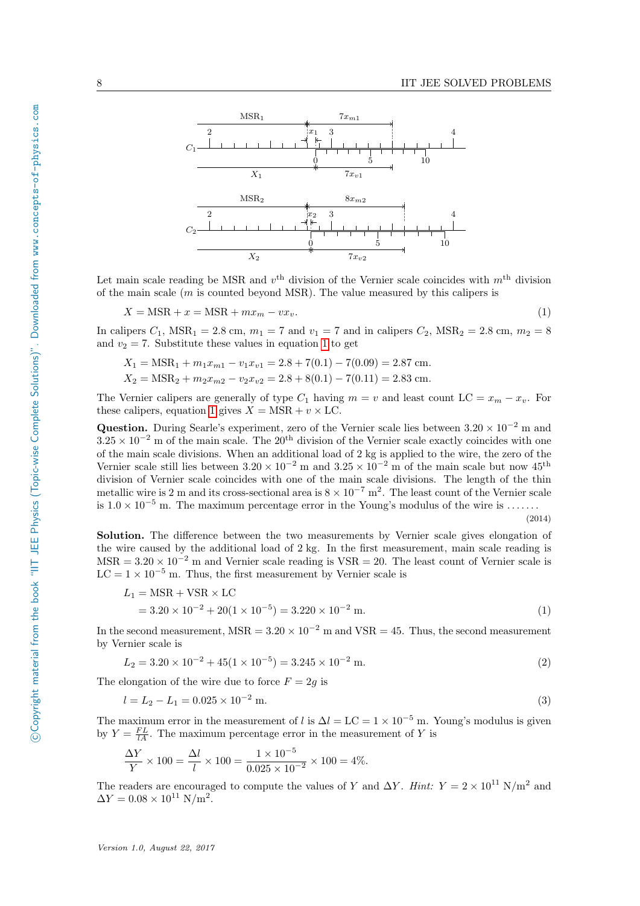Let main scale reading be MSR and $v^{\text{th}}$ division of the Vernier scale coincides with $m^{\text{th}}$ division of the main scale ($m$ is counted beyond MSR). The value measured by this calipers is

$$X = \text{MSR} + x = \text{MSR} + m x_m - v x_v. \tag{1}$$

In calipers $C_1$, $\text{MSR}_1 = 2.8$ cm, $m_1 = 7$ and $v_1 = 7$ and in calipers $C_2$, $\text{MSR}_2 = 2.8$ cm, $m_2 = 8$ and $v_2 = 7$. Substitute these values in equation 1 to get

$$X_1 = \text{MSR}_1 + m_1 x_{m1} - v_1 x_{v1} = 2.8 + 7(0.1) - 7(0.09) = 2.87 \text{ cm}.$$

$$X_2 = \text{MSR}_2 + m_2 x_{m2} - v_2 x_{v2} = 2.8 + 8(0.1) - 7(0.11) = 2.83 \text{ cm}.$$

The Vernier calipers are generally of type $C_1$ having $m = v$ and least count $\text{LC} = x_m - x_v$. For these calipers, equation 1 gives $X = \text{MSR} + v \times \text{LC}$.

**Question.** During Searle's experiment, zero of the Vernier scale lies between $3.20 \times 10^{-2}$ m and $3.25 \times 10^{-2}$ m of the main scale. The $20^{\text{th}}$ division of the Vernier scale exactly coincides with one of the main scale divisions. When an additional load of 2 kg is applied to the wire, the zero of the Vernier scale still lies between $3.20 \times 10^{-2}$ m and $3.25 \times 10^{-2}$ m of the main scale but now $45^{\text{th}}$ division of Vernier scale coincides with one of the main scale divisions. The length of the thin metallic wire is 2 m and its cross-sectional area is $8 \times 10^{-7}$ m$^2$. The least count of the Vernier scale is $1.0 \times 10^{-5}$ m. The maximum percentage error in the Young's modulus of the wire is .......

(2014)

**Solution.** The difference between the two measurements by Vernier scale gives elongation of the wire caused by the additional load of 2 kg. In the first measurement, main scale reading is $\text{MSR} = 3.20 \times 10^{-2}$ m and Vernier scale reading is $\text{VSR} = 20$. The least count of Vernier scale is $\text{LC} = 1 \times 10^{-5}$ m. Thus, the first measurement by Vernier scale is

$$\begin{aligned} L_1 &= \text{MSR} + \text{VSR} \times \text{LC} \\ &= 3.20 \times 10^{-2} + 20(1 \times 10^{-5}) = 3.220 \times 10^{-2} \text{ m}. \end{aligned} \tag{1}$$

In the second measurement, $\text{MSR} = 3.20 \times 10^{-2}$ m and $\text{VSR} = 45$. Thus, the second measurement by Vernier scale is

$$L_2 = 3.20 \times 10^{-2} + 45(1 \times 10^{-5}) = 3.245 \times 10^{-2} \text{ m}. \tag{2}$$

The elongation of the wire due to force $F = 2g$ is

$$l = L_2 - L_1 = 0.025 \times 10^{-2} \text{ m}. \tag{3}$$

The maximum error in the measurement of $l$ is $\Delta l = \text{LC} = 1 \times 10^{-5}$ m. Young's modulus is given by $Y = \frac{FL}{lA}$. The maximum percentage error in the measurement of $Y$ is

$$\frac{\Delta Y}{Y} \times 100 = \frac{\Delta l}{l} \times 100 = \frac{1 \times 10^{-5}}{0.025 \times 10^{-2}} \times 100 = 4\%.$$

The readers are encouraged to compute the values of $Y$ and $\Delta Y$. *Hint:* $Y = 2 \times 10^{11}$ N/m$^2$ and $\Delta Y = 0.08 \times 10^{11}$ N/m$^2$.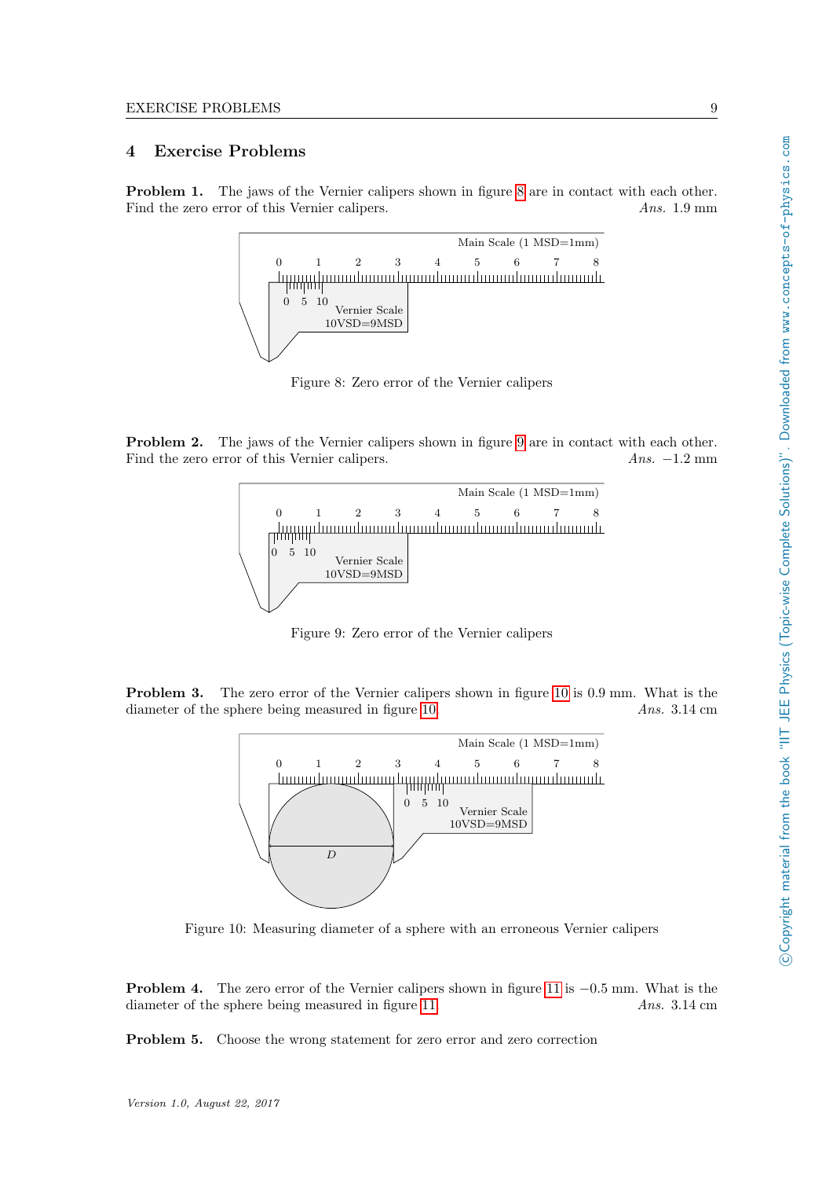## 4 Exercise Problems

**Problem 1.** The jaws of the Vernier calipers shown in figure 8 are in contact with each other. Find the zero error of this Vernier calipers. *Ans.* 1.9 mm

Figure 8: Zero error of the Vernier calipers

**Problem 2.** The jaws of the Vernier calipers shown in figure 9 are in contact with each other. Find the zero error of this Vernier calipers. *Ans.* −1.2 mm

Figure 9: Zero error of the Vernier calipers

**Problem 3.** The zero error of the Vernier calipers shown in figure 10 is 0.9 mm. What is the diameter of the sphere being measured in figure 10. *Ans.* 3.14 cm

Figure 10: Measuring diameter of a sphere with an erroneous Vernier calipers

**Problem 4.** The zero error of the Vernier calipers shown in figure 11 is −0.5 mm. What is the diameter of the sphere being measured in figure 11. *Ans.* 3.14 cm

**Problem 5.** Choose the wrong statement for zero error and zero correction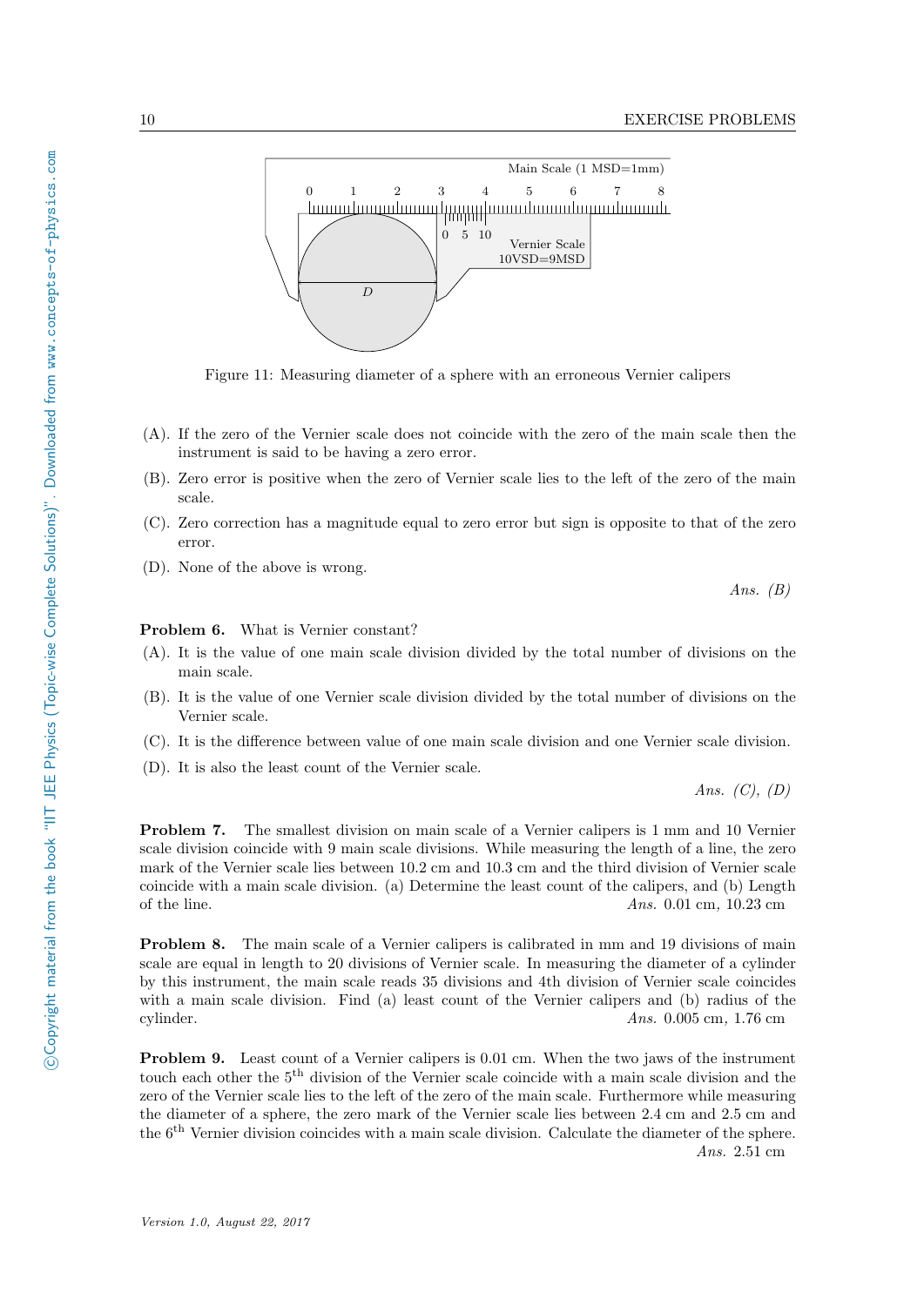Figure 11: Measuring diameter of a sphere with an erroneous Vernier calipers

(A). If the zero of the Vernier scale does not coincide with the zero of the main scale then the instrument is said to be having a zero error.

(B). Zero error is positive when the zero of Vernier scale lies to the left of the zero of the main scale.

(C). Zero correction has a magnitude equal to zero error but sign is opposite to that of the zero error.

(D). None of the above is wrong.

*Ans.* *(B)*

**Problem 6.** What is Vernier constant?

(A). It is the value of one main scale division divided by the total number of divisions on the main scale.

(B). It is the value of one Vernier scale division divided by the total number of divisions on the Vernier scale.

(C). It is the difference between value of one main scale division and one Vernier scale division.

(D). It is also the least count of the Vernier scale.

*Ans.* *(C), (D)*

**Problem 7.** The smallest division on main scale of a Vernier calipers is 1 mm and 10 Vernier scale division coincide with 9 main scale divisions. While measuring the length of a line, the zero mark of the Vernier scale lies between 10.2 cm and 10.3 cm and the third division of Vernier scale coincide with a main scale division. (a) Determine the least count of the calipers, and (b) Length of the line. *Ans.* 0.01 cm, 10.23 cm

**Problem 8.** The main scale of a Vernier calipers is calibrated in mm and 19 divisions of main scale are equal in length to 20 divisions of Vernier scale. In measuring the diameter of a cylinder by this instrument, the main scale reads 35 divisions and 4th division of Vernier scale coincides with a main scale division. Find (a) least count of the Vernier calipers and (b) radius of the cylinder. *Ans.* 0.005 cm, 1.76 cm

**Problem 9.** Least count of a Vernier calipers is 0.01 cm. When the two jaws of the instrument touch each other the $5^{\text{th}}$ division of the Vernier scale coincide with a main scale division and the zero of the Vernier scale lies to the left of the zero of the main scale. Furthermore while measuring the diameter of a sphere, the zero mark of the Vernier scale lies between 2.4 cm and 2.5 cm and the $6^{\text{th}}$ Vernier division coincides with a main scale division. Calculate the diameter of the sphere. *Ans.* 2.51 cm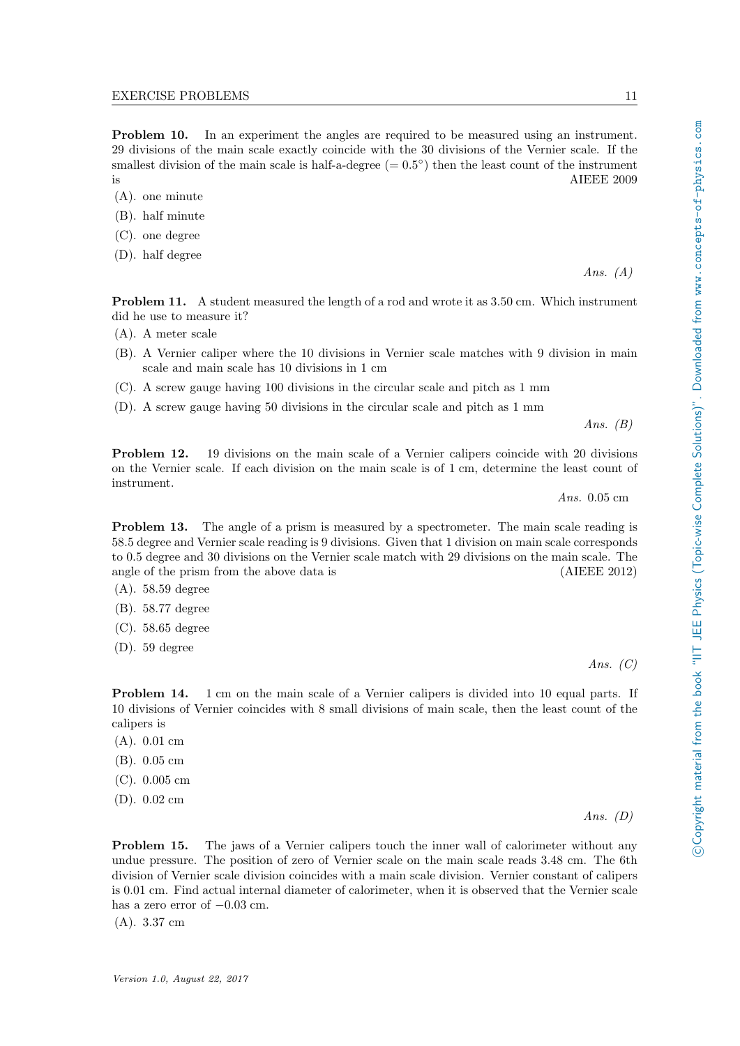**Problem 10.** In an experiment the angles are required to be measured using an instrument. 29 divisions of the main scale exactly coincide with the 30 divisions of the Vernier scale. If the smallest division of the main scale is half-a-degree ($= 0.5^\circ$) then the least count of the instrument is AIEEE 2009

(A). one minute

(B). half minute

(C). one degree

(D). half degree

*Ans. (A)*

**Problem 11.** A student measured the length of a rod and wrote it as 3.50 cm. Which instrument did he use to measure it?

(A). A meter scale

(B). A Vernier caliper where the 10 divisions in Vernier scale matches with 9 division in main scale and main scale has 10 divisions in 1 cm

(C). A screw gauge having 100 divisions in the circular scale and pitch as 1 mm

(D). A screw gauge having 50 divisions in the circular scale and pitch as 1 mm

*Ans. (B)*

**Problem 12.** 19 divisions on the main scale of a Vernier calipers coincide with 20 divisions on the Vernier scale. If each division on the main scale is of 1 cm, determine the least count of instrument.

*Ans.* 0.05 cm

**Problem 13.** The angle of a prism is measured by a spectrometer. The main scale reading is 58.5 degree and Vernier scale reading is 9 divisions. Given that 1 division on main scale corresponds to 0.5 degree and 30 divisions on the Vernier scale match with 29 divisions on the main scale. The angle of the prism from the above data is (AIEEE 2012)

(A). 58.59 degree

(B). 58.77 degree

(C). 58.65 degree

(D). 59 degree

*Ans. (C)*

**Problem 14.** 1 cm on the main scale of a Vernier calipers is divided into 10 equal parts. If 10 divisions of Vernier coincides with 8 small divisions of main scale, then the least count of the calipers is

(A). 0.01 cm

(B). 0.05 cm

(C). 0.005 cm

(D). 0.02 cm

*Ans. (D)*

**Problem 15.** The jaws of a Vernier calipers touch the inner wall of calorimeter without any undue pressure. The position of zero of Vernier scale on the main scale reads 3.48 cm. The 6th division of Vernier scale division coincides with a main scale division. Vernier constant of calipers is 0.01 cm. Find actual internal diameter of calorimeter, when it is observed that the Vernier scale has a zero error of $-0.03$ cm.

(A). 3.37 cm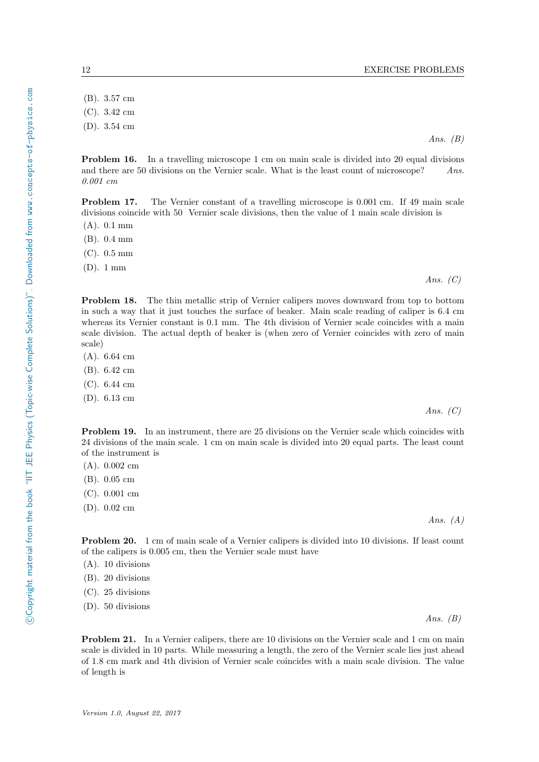(B). 3.57 cm

(C). 3.42 cm

(D). 3.54 cm

*Ans. (B)*

**Problem 16.** In a travelling microscope 1 cm on main scale is divided into 20 equal divisions and there are 50 divisions on the Vernier scale. What is the least count of microscope? *Ans. 0.001 cm*

**Problem 17.** The Vernier constant of a travelling microscope is 0.001 cm. If 49 main scale divisions coincide with 50 Vernier scale divisions, then the value of 1 main scale division is

(A). 0.1 mm

(B). 0.4 mm

(C). 0.5 mm

(D). 1 mm

*Ans. (C)*

**Problem 18.** The thin metallic strip of Vernier calipers moves downward from top to bottom in such a way that it just touches the surface of beaker. Main scale reading of caliper is 6.4 cm whereas its Vernier constant is 0.1 mm. The 4th division of Vernier scale coincides with a main scale division. The actual depth of beaker is (when zero of Vernier coincides with zero of main scale)

(A). 6.64 cm

(B). 6.42 cm

(C). 6.44 cm

(D). 6.13 cm

*Ans. (C)*

**Problem 19.** In an instrument, there are 25 divisions on the Vernier scale which coincides with 24 divisions of the main scale. 1 cm on main scale is divided into 20 equal parts. The least count of the instrument is

(A). 0.002 cm

(B). 0.05 cm

(C). 0.001 cm

(D). 0.02 cm

*Ans. (A)*

**Problem 20.** 1 cm of main scale of a Vernier calipers is divided into 10 divisions. If least count of the calipers is 0.005 cm, then the Vernier scale must have

(A). 10 divisions

(B). 20 divisions

(C). 25 divisions

(D). 50 divisions

*Ans. (B)*

**Problem 21.** In a Vernier calipers, there are 10 divisions on the Vernier scale and 1 cm on main scale is divided in 10 parts. While measuring a length, the zero of the Vernier scale lies just ahead of 1.8 cm mark and 4th division of Vernier scale coincides with a main scale division. The value of length is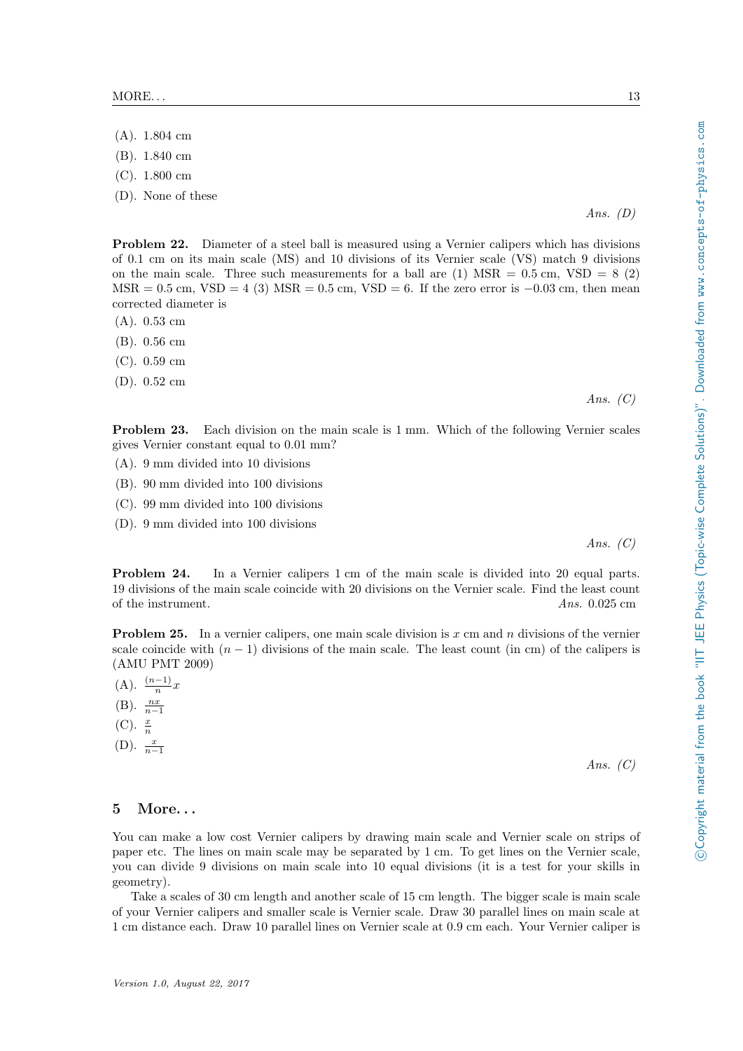(A). 1.804 cm

(B). 1.840 cm

(C). 1.800 cm

(D). None of these

*Ans. (D)*

**Problem 22.** Diameter of a steel ball is measured using a Vernier calipers which has divisions of 0.1 cm on its main scale (MS) and 10 divisions of its Vernier scale (VS) match 9 divisions on the main scale. Three such measurements for a ball are (1) MSR = 0.5 cm, VSD = 8 (2) MSR = 0.5 cm, VSD = 4 (3) MSR = 0.5 cm, VSD = 6. If the zero error is −0.03 cm, then mean corrected diameter is

(A). 0.53 cm

(B). 0.56 cm

(C). 0.59 cm

(D). 0.52 cm

*Ans. (C)*

**Problem 23.** Each division on the main scale is 1 mm. Which of the following Vernier scales gives Vernier constant equal to 0.01 mm?

(A). 9 mm divided into 10 divisions

(B). 90 mm divided into 100 divisions

(C). 99 mm divided into 100 divisions

(D). 9 mm divided into 100 divisions

*Ans. (C)*

**Problem 24.** In a Vernier calipers 1 cm of the main scale is divided into 20 equal parts. 19 divisions of the main scale coincide with 20 divisions on the Vernier scale. Find the least count of the instrument. *Ans.* 0.025 cm

**Problem 25.** In a vernier calipers, one main scale division is $x$ cm and $n$ divisions of the vernier scale coincide with $(n-1)$ divisions of the main scale. The least count (in cm) of the calipers is (AMU PMT 2009)

(A). $\frac{(n-1)}{n}x$

(B). $\frac{nx}{n-1}$

(C). $\frac{x}{n}$

(D). $\frac{x}{n-1}$

*Ans. (C)*

## 5 More. . .

You can make a low cost Vernier calipers by drawing main scale and Vernier scale on strips of paper etc. The lines on main scale may be separated by 1 cm. To get lines on the Vernier scale, you can divide 9 divisions on main scale into 10 equal divisions (it is a test for your skills in geometry).

Take a scales of 30 cm length and another scale of 15 cm length. The bigger scale is main scale of your Vernier calipers and smaller scale is Vernier scale. Draw 30 parallel lines on main scale at 1 cm distance each. Draw 10 parallel lines on Vernier scale at 0.9 cm each. Your Vernier caliper is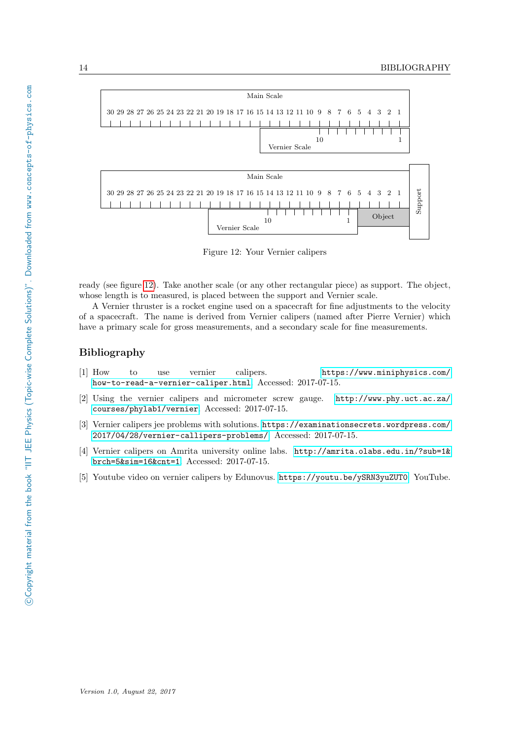Main Scale

30 29 28 27 26 25 24 23 22 21 20 19 18 17 16 15 14 13 12 11 10 9 8 7 6 5 4 3 2 1

10 1

Vernier Scale

Main Scale

30 29 28 27 26 25 24 23 22 21 20 19 18 17 16 15 14 13 12 11 10 9 8 7 6 5 4 3 2 1

10 1

Vernier Scale

Object

Support

Figure 12: Your Vernier calipers

ready (see figure 12). Take another scale (or any other rectangular piece) as support. The object, whose length is to measured, is placed between the support and Vernier scale.

A Vernier thruster is a rocket engine used on a spacecraft for fine adjustments to the velocity of a spacecraft. The name is derived from Vernier calipers (named after Pierre Vernier) which have a primary scale for gross measurements, and a secondary scale for fine measurements.

## Bibliography

[1] How to use vernier calipers. https://www.miniphysics.com/how-to-read-a-vernier-caliper.html. Accessed: 2017-07-15.

[2] Using the vernier calipers and micrometer screw gauge. http://www.phy.uct.ac.za/courses/phylab1/vernier. Accessed: 2017-07-15.

[3] Vernier calipers jee problems with solutions. https://examinationsecrets.wordpress.com/2017/04/28/vernier-callipers-problems/. Accessed: 2017-07-15.

[4] Vernier calipers on Amrita university online labs. http://amrita.olabs.edu.in/?sub=1&brch=5&sim=16&cnt=1. Accessed: 2017-07-15.

[5] Youtube video on vernier calipers by Edunovus. https://youtu.be/ySRN3yuZUT0. YouTube.